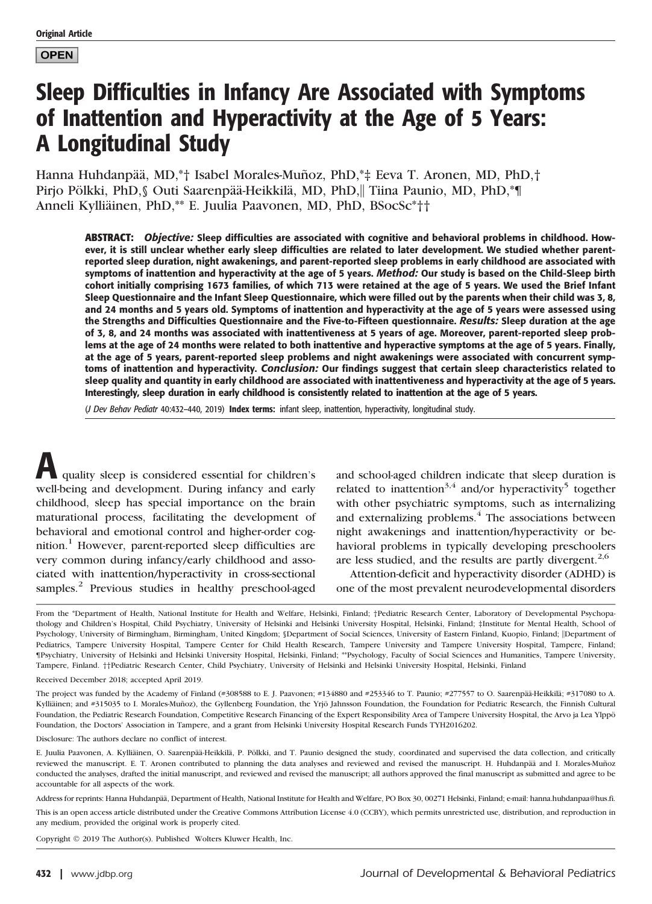Original Article

OPEN

# Sleep Difficulties in Infancy Are Associated with Symptoms of Inattention and Hyperactivity at the Age of 5 Years: A Longitudinal Study

Hanna Huhdanpää, MD,*† Isabel Morales-Muñoz, PhD,*‡ Eeva T. Aronen, MD, PhD,† Pirjo Pölkki, PhD,§ Outi Saarenpää-Heikkilä, MD, PhD,‖ Tiina Paunio, MD, PhD,*¶ Anneli Kylliäinen, PhD,** E. Juulia Paavonen, MD, PhD, BSocSc*††

**ABSTRACT:** ***Objective:*** **Sleep difficulties are associated with cognitive and behavioral problems in childhood. However, it is still unclear whether early sleep difficulties are related to later development. We studied whether parent-reported sleep duration, night awakenings, and parent-reported sleep problems in early childhood are associated with symptoms of inattention and hyperactivity at the age of 5 years.** ***Method:*** **Our study is based on the Child-Sleep birth cohort initially comprising 1673 families, of which 713 were retained at the age of 5 years. We used the Brief Infant Sleep Questionnaire and the Infant Sleep Questionnaire, which were filled out by the parents when their child was 3, 8, and 24 months and 5 years old. Symptoms of inattention and hyperactivity at the age of 5 years were assessed using the Strengths and Difficulties Questionnaire and the Five-to-Fifteen questionnaire.** ***Results:*** **Sleep duration at the age of 3, 8, and 24 months was associated with inattentiveness at 5 years of age. Moreover, parent-reported sleep problems at the age of 24 months were related to both inattentive and hyperactive symptoms at the age of 5 years. Finally, at the age of 5 years, parent-reported sleep problems and night awakenings were associated with concurrent symptoms of inattention and hyperactivity.** ***Conclusion:*** **Our findings suggest that certain sleep characteristics related to sleep quality and quantity in early childhood are associated with inattentiveness and hyperactivity at the age of 5 years. Interestingly, sleep duration in early childhood is consistently related to inattention at the age of 5 years.**

(*J Dev Behav Pediatr* 40:432–440, 2019) **Index terms:** infant sleep, inattention, hyperactivity, longitudinal study.

A quality sleep is considered essential for children's well-being and development. During infancy and early childhood, sleep has special importance on the brain maturational process, facilitating the development of behavioral and emotional control and higher-order cognition.[1] However, parent-reported sleep difficulties are very common during infancy/early childhood and associated with inattention/hyperactivity in cross-sectional samples.[2] Previous studies in healthy preschool-aged and school-aged children indicate that sleep duration is related to inattention[3,4] and/or hyperactivity[5] together with other psychiatric symptoms, such as internalizing and externalizing problems.[4] The associations between night awakenings and inattention/hyperactivity or behavioral problems in typically developing preschoolers are less studied, and the results are partly divergent.[2,6]

Attention-deficit and hyperactivity disorder (ADHD) is one of the most prevalent neurodevelopmental disorders

From the *Department of Health, National Institute for Health and Welfare, Helsinki, Finland; †Pediatric Research Center, Laboratory of Developmental Psychopathology and Children's Hospital, Child Psychiatry, University of Helsinki and Helsinki University Hospital, Helsinki, Finland; ‡Institute for Mental Health, School of Psychology, University of Birmingham, Birmingham, United Kingdom; §Department of Social Sciences, University of Eastern Finland, Kuopio, Finland; ‖Department of Pediatrics, Tampere University Hospital, Tampere Center for Child Health Research, Tampere University and Tampere University Hospital, Tampere, Finland; ¶Psychiatry, University of Helsinki and Helsinki University Hospital, Helsinki, Finland; **Psychology, Faculty of Social Sciences and Humanities, Tampere University, Tampere, Finland. ††Pediatric Research Center, Child Psychiatry, University of Helsinki and Helsinki University Hospital, Helsinki, Finland

Received December 2018; accepted April 2019.

The project was funded by the Academy of Finland (#308588 to E. J. Paavonen; #134880 and #253346 to T. Paunio; #277557 to O. Saarenpää-Heikkilä; #317080 to A. Kylliäinen; and #315035 to I. Morales-Muñoz), the Gyllenberg Foundation, the Yrjö Jahnsson Foundation, the Foundation for Pediatric Research, the Finnish Cultural Foundation, the Pediatric Research Foundation, Competitive Research Financing of the Expert Responsibility Area of Tampere University Hospital, the Arvo ja Lea Ylppö Foundation, the Doctors' Association in Tampere, and a grant from Helsinki University Hospital Research Funds TYH2016202.

Disclosure: The authors declare no conflict of interest.

E. Juulia Paavonen, A. Kylliäinen, O. Saarenpää-Heikkilä, P. Pölkki, and T. Paunio designed the study, coordinated and supervised the data collection, and critically reviewed the manuscript. E. T. Aronen contributed to planning the data analyses and reviewed and revised the manuscript. H. Huhdanpää and I. Morales-Muñoz conducted the analyses, drafted the initial manuscript, and reviewed and revised the manuscript; all authors approved the final manuscript as submitted and agree to be accountable for all aspects of the work.

Address for reprints: Hanna Huhdanpää, Department of Health, National Institute for Health and Welfare, PO Box 30, 00271 Helsinki, Finland; e-mail: hanna.huhdanpaa@hus.fi.

This is an open access article distributed under the Creative Commons Attribution License 4.0 (CCBY), which permits unrestricted use, distribution, and reproduction in any medium, provided the original work is properly cited.

Copyright © 2019 The Author(s). Published Wolters Kluwer Health, Inc.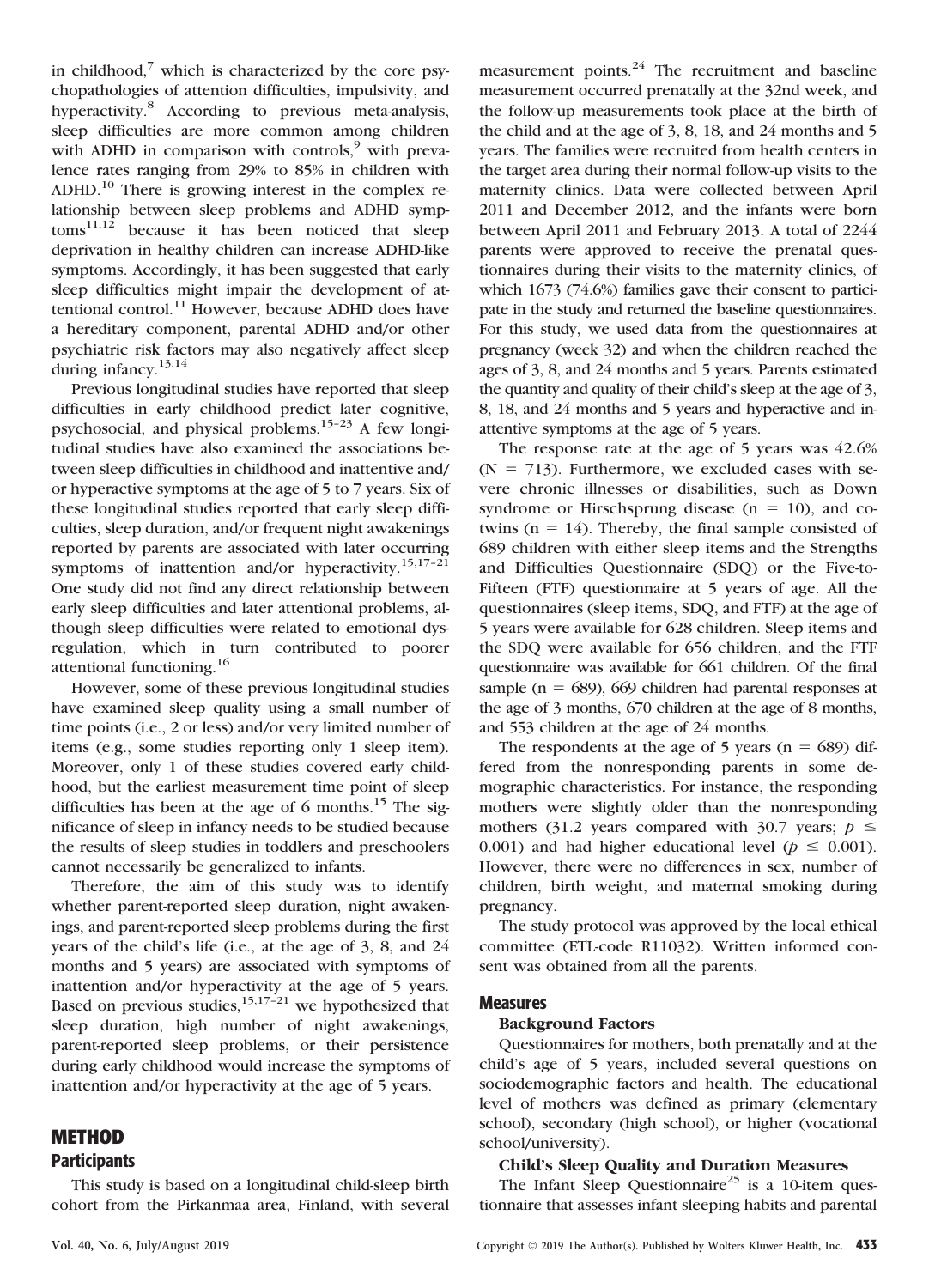in childhood,[7] which is characterized by the core psychopathologies of attention difficulties, impulsivity, and hyperactivity.[8] According to previous meta-analysis, sleep difficulties are more common among children with ADHD in comparison with controls,[9] with prevalence rates ranging from 29% to 85% in children with ADHD.[10] There is growing interest in the complex relationship between sleep problems and ADHD symptoms[11,12] because it has been noticed that sleep deprivation in healthy children can increase ADHD-like symptoms. Accordingly, it has been suggested that early sleep difficulties might impair the development of attentional control.[11] However, because ADHD does have a hereditary component, parental ADHD and/or other psychiatric risk factors may also negatively affect sleep during infancy.[13,14]

Previous longitudinal studies have reported that sleep difficulties in early childhood predict later cognitive, psychosocial, and physical problems.[15–23] A few longitudinal studies have also examined the associations between sleep difficulties in childhood and inattentive and/or hyperactive symptoms at the age of 5 to 7 years. Six of these longitudinal studies reported that early sleep difficulties, sleep duration, and/or frequent night awakenings reported by parents are associated with later occurring symptoms of inattention and/or hyperactivity.[15,17–21] One study did not find any direct relationship between early sleep difficulties and later attentional problems, although sleep difficulties were related to emotional dysregulation, which in turn contributed to poorer attentional functioning.[16]

However, some of these previous longitudinal studies have examined sleep quality using a small number of time points (i.e., 2 or less) and/or very limited number of items (e.g., some studies reporting only 1 sleep item). Moreover, only 1 of these studies covered early childhood, but the earliest measurement time point of sleep difficulties has been at the age of 6 months.[15] The significance of sleep in infancy needs to be studied because the results of sleep studies in toddlers and preschoolers cannot necessarily be generalized to infants.

Therefore, the aim of this study was to identify whether parent-reported sleep duration, night awakenings, and parent-reported sleep problems during the first years of the child's life (i.e., at the age of 3, 8, and 24 months and 5 years) are associated with symptoms of inattention and/or hyperactivity at the age of 5 years. Based on previous studies,[15,17–21] we hypothesized that sleep duration, high number of night awakenings, parent-reported sleep problems, or their persistence during early childhood would increase the symptoms of inattention and/or hyperactivity at the age of 5 years.

# METHOD

## Participants

This study is based on a longitudinal child-sleep birth cohort from the Pirkanmaa area, Finland, with several measurement points.[24] The recruitment and baseline measurement occurred prenatally at the 32nd week, and the follow-up measurements took place at the birth of the child and at the age of 3, 8, 18, and 24 months and 5 years. The families were recruited from health centers in the target area during their normal follow-up visits to the maternity clinics. Data were collected between April 2011 and December 2012, and the infants were born between April 2011 and February 2013. A total of 2244 parents were approved to receive the prenatal questionnaires during their visits to the maternity clinics, of which 1673 (74.6%) families gave their consent to participate in the study and returned the baseline questionnaires. For this study, we used data from the questionnaires at pregnancy (week 32) and when the children reached the ages of 3, 8, and 24 months and 5 years. Parents estimated the quantity and quality of their child's sleep at the age of 3, 8, 18, and 24 months and 5 years and hyperactive and inattentive symptoms at the age of 5 years.

The response rate at the age of 5 years was 42.6% ($N = 713$). Furthermore, we excluded cases with severe chronic illnesses or disabilities, such as Down syndrome or Hirschsprung disease ($n = 10$), and co-twins ($n = 14$). Thereby, the final sample consisted of 689 children with either sleep items and the Strengths and Difficulties Questionnaire (SDQ) or the Five-to-Fifteen (FTF) questionnaire at 5 years of age. All the questionnaires (sleep items, SDQ, and FTF) at the age of 5 years were available for 628 children. Sleep items and the SDQ were available for 656 children, and the FTF questionnaire was available for 661 children. Of the final sample ($n = 689$), 669 children had parental responses at the age of 3 months, 670 children at the age of 8 months, and 553 children at the age of 24 months.

The respondents at the age of 5 years ($n = 689$) differed from the nonresponding parents in some demographic characteristics. For instance, the responding mothers were slightly older than the nonresponding mothers (31.2 years compared with 30.7 years; $p \leq 0.001$) and had higher educational level ($p \leq 0.001$). However, there were no differences in sex, number of children, birth weight, and maternal smoking during pregnancy.

The study protocol was approved by the local ethical committee (ETL-code R11032). Written informed consent was obtained from all the parents.

## Measures

### Background Factors

Questionnaires for mothers, both prenatally and at the child's age of 5 years, included several questions on sociodemographic factors and health. The educational level of mothers was defined as primary (elementary school), secondary (high school), or higher (vocational school/university).

### Child's Sleep Quality and Duration Measures

The Infant Sleep Questionnaire[25] is a 10-item questionnaire that assesses infant sleeping habits and parental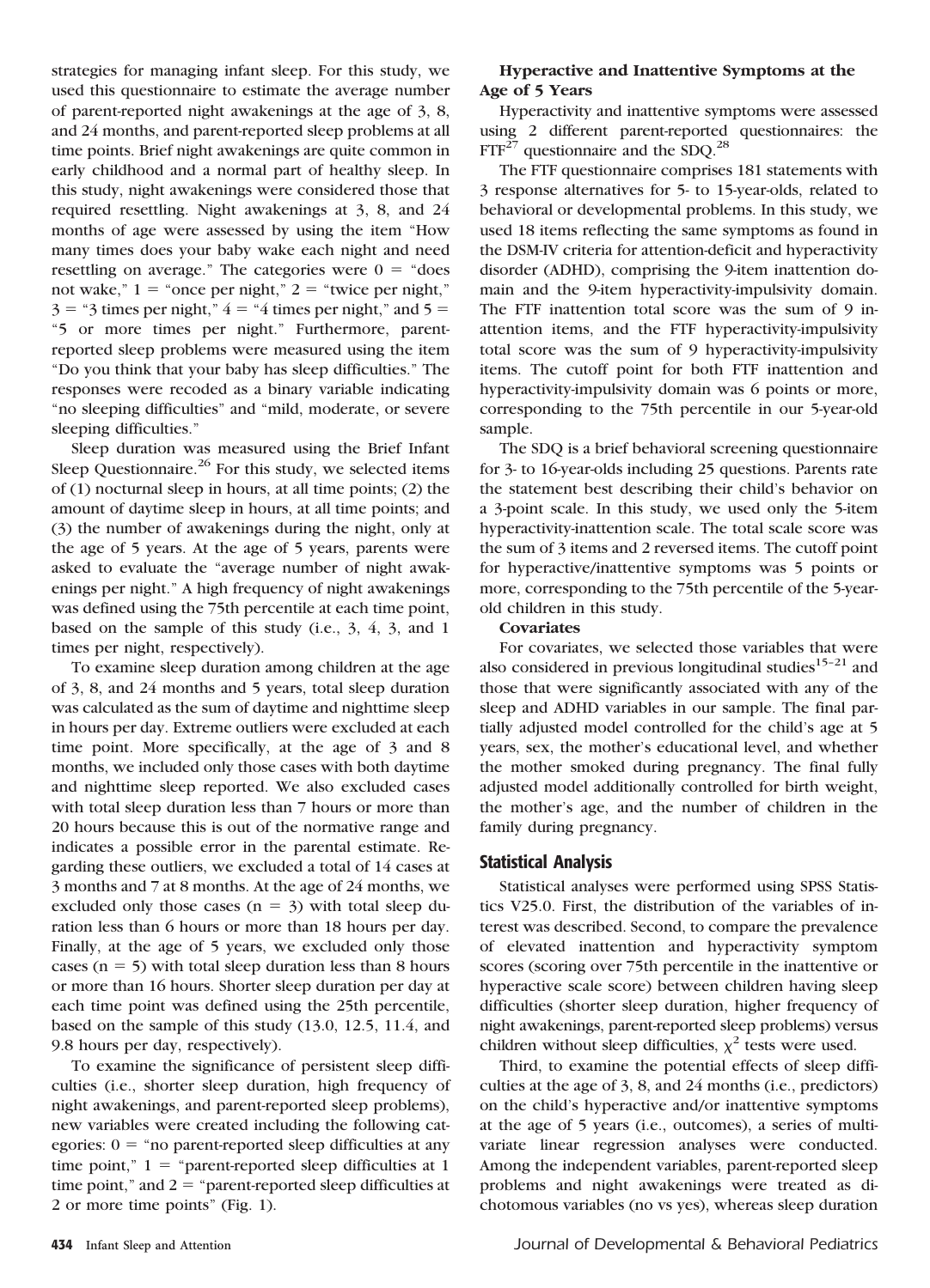strategies for managing infant sleep. For this study, we used this questionnaire to estimate the average number of parent-reported night awakenings at the age of 3, 8, and 24 months, and parent-reported sleep problems at all time points. Brief night awakenings are quite common in early childhood and a normal part of healthy sleep. In this study, night awakenings were considered those that required resettling. Night awakenings at 3, 8, and 24 months of age were assessed by using the item "How many times does your baby wake each night and need resettling on average." The categories were 0 = "does not wake," 1 = "once per night," 2 = "twice per night," 3 = "3 times per night," 4 = "4 times per night," and 5 = "5 or more times per night." Furthermore, parent-reported sleep problems were measured using the item "Do you think that your baby has sleep difficulties." The responses were recoded as a binary variable indicating "no sleeping difficulties" and "mild, moderate, or severe sleeping difficulties."

Sleep duration was measured using the Brief Infant Sleep Questionnaire.[26] For this study, we selected items of (1) nocturnal sleep in hours, at all time points; (2) the amount of daytime sleep in hours, at all time points; and (3) the number of awakenings during the night, only at the age of 5 years. At the age of 5 years, parents were asked to evaluate the "average number of night awakenings per night." A high frequency of night awakenings was defined using the 75th percentile at each time point, based on the sample of this study (i.e., 3, 4, 3, and 1 times per night, respectively).

To examine sleep duration among children at the age of 3, 8, and 24 months and 5 years, total sleep duration was calculated as the sum of daytime and nighttime sleep in hours per day. Extreme outliers were excluded at each time point. More specifically, at the age of 3 and 8 months, we included only those cases with both daytime and nighttime sleep reported. We also excluded cases with total sleep duration less than 7 hours or more than 20 hours because this is out of the normative range and indicates a possible error in the parental estimate. Regarding these outliers, we excluded a total of 14 cases at 3 months and 7 at 8 months. At the age of 24 months, we excluded only those cases (n = 3) with total sleep duration less than 6 hours or more than 18 hours per day. Finally, at the age of 5 years, we excluded only those cases (n = 5) with total sleep duration less than 8 hours or more than 16 hours. Shorter sleep duration per day at each time point was defined using the 25th percentile, based on the sample of this study (13.0, 12.5, 11.4, and 9.8 hours per day, respectively).

To examine the significance of persistent sleep difficulties (i.e., shorter sleep duration, high frequency of night awakenings, and parent-reported sleep problems), new variables were created including the following categories: 0 = "no parent-reported sleep difficulties at any time point," 1 = "parent-reported sleep difficulties at 1 time point," and 2 = "parent-reported sleep difficulties at 2 or more time points" (Fig. 1).

### Hyperactive and Inattentive Symptoms at the Age of 5 Years

Hyperactivity and inattentive symptoms were assessed using 2 different parent-reported questionnaires: the FTF[27] questionnaire and the SDQ.[28]

The FTF questionnaire comprises 181 statements with 3 response alternatives for 5- to 15-year-olds, related to behavioral or developmental problems. In this study, we used 18 items reflecting the same symptoms as found in the DSM-IV criteria for attention-deficit and hyperactivity disorder (ADHD), comprising the 9-item inattention domain and the 9-item hyperactivity-impulsivity domain. The FTF inattention total score was the sum of 9 inattention items, and the FTF hyperactivity-impulsivity total score was the sum of 9 hyperactivity-impulsivity items. The cutoff point for both FTF inattention and hyperactivity-impulsivity domain was 6 points or more, corresponding to the 75th percentile in our 5-year-old sample.

The SDQ is a brief behavioral screening questionnaire for 3- to 16-year-olds including 25 questions. Parents rate the statement best describing their child's behavior on a 3-point scale. In this study, we used only the 5-item hyperactivity-inattention scale. The total scale score was the sum of 3 items and 2 reversed items. The cutoff point for hyperactive/inattentive symptoms was 5 points or more, corresponding to the 75th percentile of the 5-year-old children in this study.

#### Covariates

For covariates, we selected those variables that were also considered in previous longitudinal studies[15–21] and those that were significantly associated with any of the sleep and ADHD variables in our sample. The final partially adjusted model controlled for the child's age at 5 years, sex, the mother's educational level, and whether the mother smoked during pregnancy. The final fully adjusted model additionally controlled for birth weight, the mother's age, and the number of children in the family during pregnancy.

## Statistical Analysis

Statistical analyses were performed using SPSS Statistics V25.0. First, the distribution of the variables of interest was described. Second, to compare the prevalence of elevated inattention and hyperactivity symptom scores (scoring over 75th percentile in the inattentive or hyperactive scale score) between children having sleep difficulties (shorter sleep duration, higher frequency of night awakenings, parent-reported sleep problems) versus children without sleep difficulties, $\chi^2$ tests were used.

Third, to examine the potential effects of sleep difficulties at the age of 3, 8, and 24 months (i.e., predictors) on the child's hyperactive and/or inattentive symptoms at the age of 5 years (i.e., outcomes), a series of multivariate linear regression analyses were conducted. Among the independent variables, parent-reported sleep problems and night awakenings were treated as dichotomous variables (no vs yes), whereas sleep duration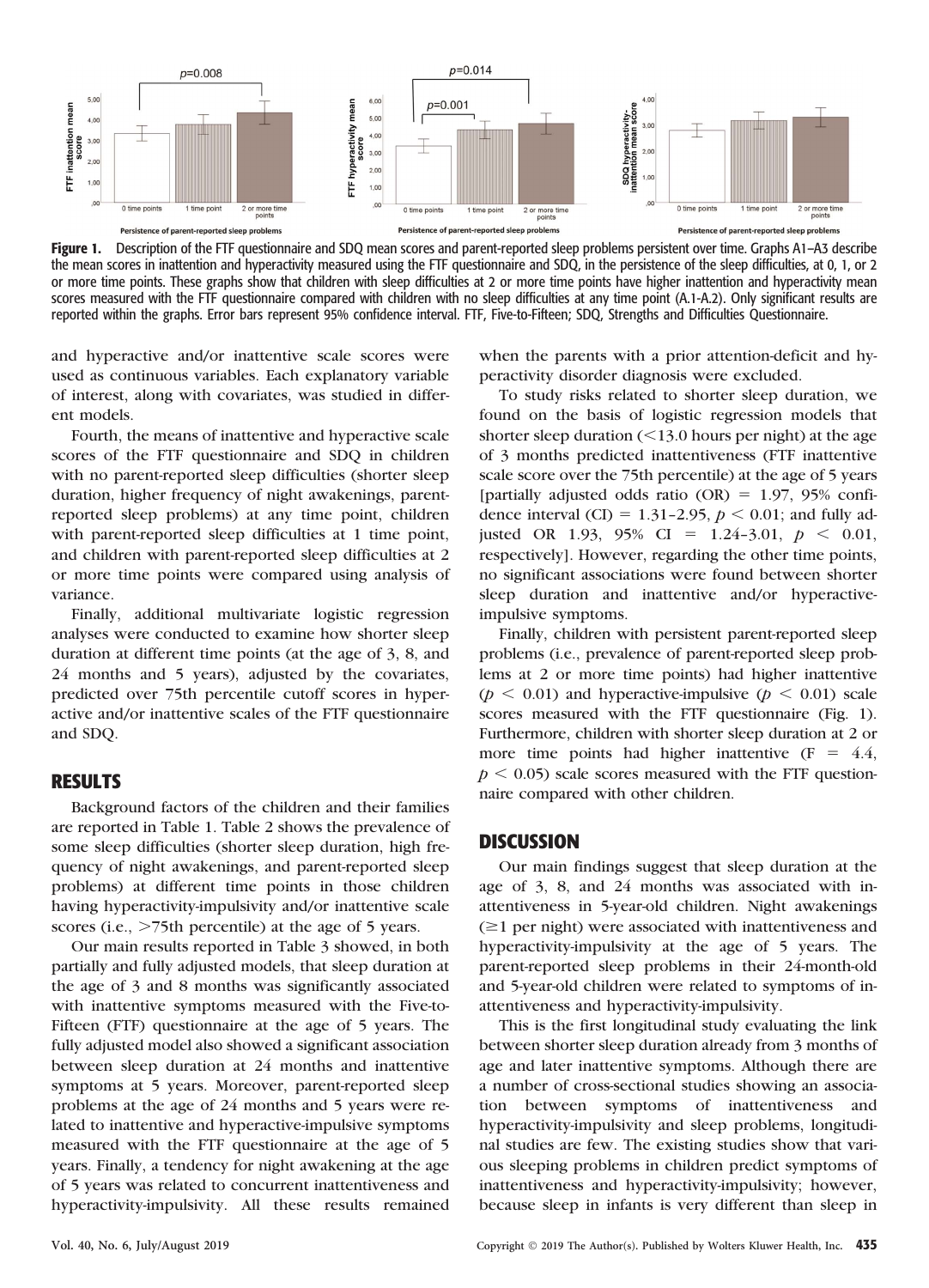**Figure 1.** Description of the FTF questionnaire and SDQ mean scores and parent-reported sleep problems persistent over time. Graphs A1–A3 describe the mean scores in inattention and hyperactivity measured using the FTF questionnaire and SDQ, in the persistence of the sleep difficulties, at 0, 1, or 2 or more time points. These graphs show that children with sleep difficulties at 2 or more time points have higher inattention and hyperactivity mean scores measured with the FTF questionnaire compared with children with no sleep difficulties at any time point (A.1-A.2). Only significant results are reported within the graphs. Error bars represent 95% confidence interval. FTF, Five-to-Fifteen; SDQ, Strengths and Difficulties Questionnaire.

and hyperactive and/or inattentive scale scores were used as continuous variables. Each explanatory variable of interest, along with covariates, was studied in different models.

Fourth, the means of inattentive and hyperactive scale scores of the FTF questionnaire and SDQ in children with no parent-reported sleep difficulties (shorter sleep duration, higher frequency of night awakenings, parent-reported sleep problems) at any time point, children with parent-reported sleep difficulties at 1 time point, and children with parent-reported sleep difficulties at 2 or more time points were compared using analysis of variance.

Finally, additional multivariate logistic regression analyses were conducted to examine how shorter sleep duration at different time points (at the age of 3, 8, and 24 months and 5 years), adjusted by the covariates, predicted over 75th percentile cutoff scores in hyperactive and/or inattentive scales of the FTF questionnaire and SDQ.

## RESULTS

Background factors of the children and their families are reported in Table 1. Table 2 shows the prevalence of some sleep difficulties (shorter sleep duration, high frequency of night awakenings, and parent-reported sleep problems) at different time points in those children having hyperactivity-impulsivity and/or inattentive scale scores (i.e., >75th percentile) at the age of 5 years.

Our main results reported in Table 3 showed, in both partially and fully adjusted models, that sleep duration at the age of 3 and 8 months was significantly associated with inattentive symptoms measured with the Five-to-Fifteen (FTF) questionnaire at the age of 5 years. The fully adjusted model also showed a significant association between sleep duration at 24 months and inattentive symptoms at 5 years. Moreover, parent-reported sleep problems at the age of 24 months and 5 years were related to inattentive and hyperactive-impulsive symptoms measured with the FTF questionnaire at the age of 5 years. Finally, a tendency for night awakening at the age of 5 years was related to concurrent inattentiveness and hyperactivity-impulsivity. All these results remained when the parents with a prior attention-deficit and hyperactivity disorder diagnosis were excluded.

To study risks related to shorter sleep duration, we found on the basis of logistic regression models that shorter sleep duration (<13.0 hours per night) at the age of 3 months predicted inattentiveness (FTF inattentive scale score over the 75th percentile) at the age of 5 years [partially adjusted odds ratio (OR) = 1.97, 95% confidence interval (CI) = 1.31–2.95, $p < 0.01$; and fully adjusted OR 1.93, 95% CI = 1.24–3.01, $p < 0.01$, respectively]. However, regarding the other time points, no significant associations were found between shorter sleep duration and inattentive and/or hyperactive-impulsive symptoms.

Finally, children with persistent parent-reported sleep problems (i.e., prevalence of parent-reported sleep problems at 2 or more time points) had higher inattentive ($p < 0.01$) and hyperactive-impulsive ($p < 0.01$) scale scores measured with the FTF questionnaire (Fig. 1). Furthermore, children with shorter sleep duration at 2 or more time points had higher inattentive ($F = 4.4$, $p < 0.05$) scale scores measured with the FTF questionnaire compared with other children.

## DISCUSSION

Our main findings suggest that sleep duration at the age of 3, 8, and 24 months was associated with inattentiveness in 5-year-old children. Night awakenings (≥1 per night) were associated with inattentiveness and hyperactivity-impulsivity at the age of 5 years. The parent-reported sleep problems in their 24-month-old and 5-year-old children were related to symptoms of inattentiveness and hyperactivity-impulsivity.

This is the first longitudinal study evaluating the link between shorter sleep duration already from 3 months of age and later inattentive symptoms. Although there are a number of cross-sectional studies showing an association between symptoms of inattentiveness and hyperactivity-impulsivity and sleep problems, longitudinal studies are few. The existing studies show that various sleeping problems in children predict symptoms of inattentiveness and hyperactivity-impulsivity; however, because sleep in infants is very different than sleep in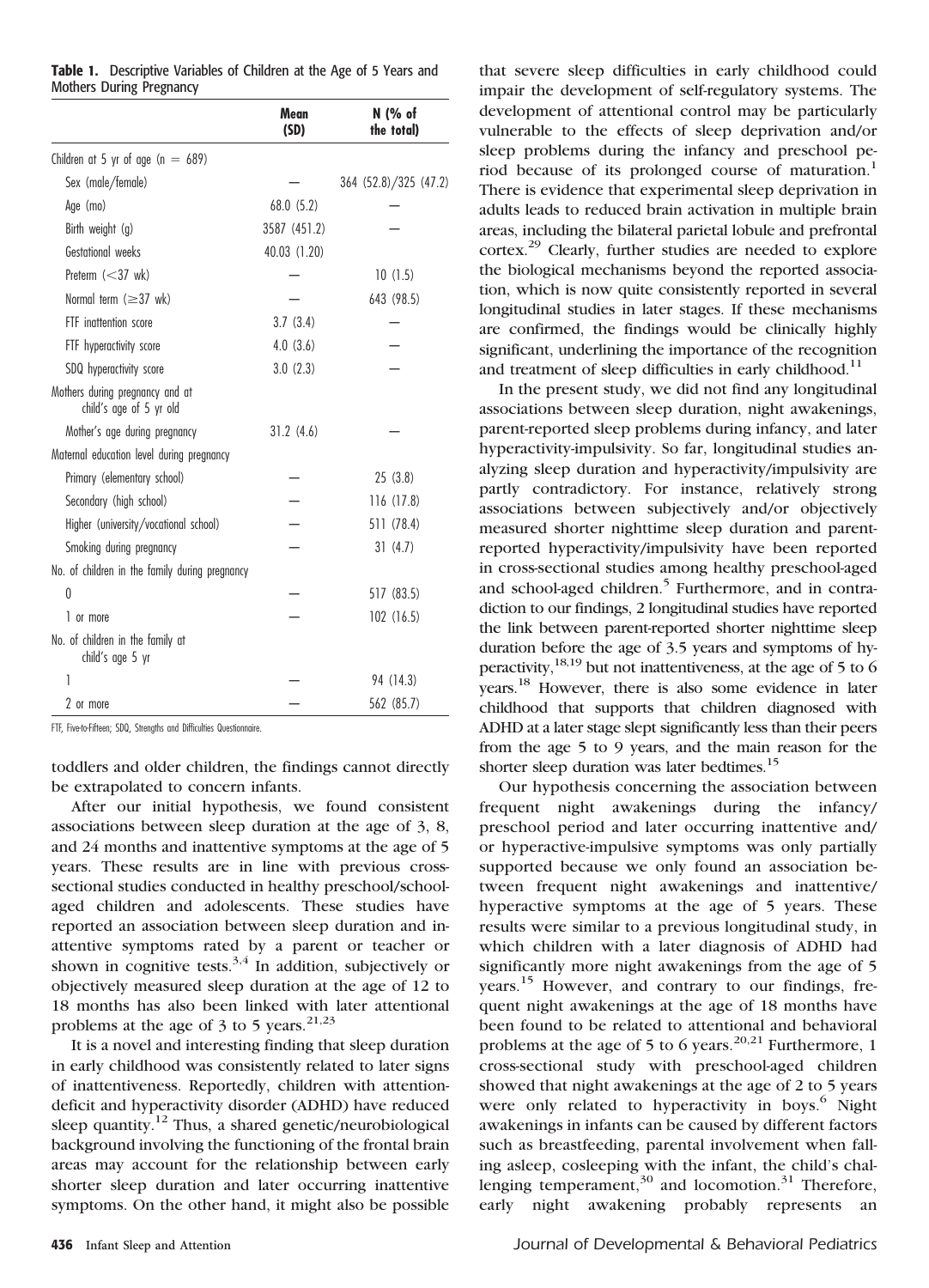**Table 1.** Descriptive Variables of Children at the Age of 5 Years and Mothers During Pregnancy

| | Mean (SD) | N (% of the total) |
|---|---|---|
| Children at 5 yr of age (n = 689) | | |
| Sex (male/female) | — | 364 (52.8)/325 (47.2) |
| Age (mo) | 68.0 (5.2) | — |
| Birth weight (g) | 3587 (451.2) | — |
| Gestational weeks | 40.03 (1.20) | — |
| Preterm (<37 wk) | — | 10 (1.5) |
| Normal term (≥37 wk) | — | 643 (98.5) |
| FTF inattention score | 3.7 (3.4) | — |
| FTF hyperactivity score | 4.0 (3.6) | — |
| SDQ hyperactivity score | 3.0 (2.3) | — |
| Mothers during pregnancy and at child's age of 5 yr old | | |
| Mother's age during pregnancy | 31.2 (4.6) | — |
| Maternal education level during pregnancy | | |
| Primary (elementary school) | — | 25 (3.8) |
| Secondary (high school) | — | 116 (17.8) |
| Higher (university/vocational school) | — | 511 (78.4) |
| Smoking during pregnancy | — | 31 (4.7) |
| No. of children in the family during pregnancy | | |
| 0 | — | 517 (83.5) |
| 1 or more | — | 102 (16.5) |
| No. of children in the family at child's age 5 yr | | |
| 1 | — | 94 (14.3) |
| 2 or more | — | 562 (85.7) |

FTF, Five-to-Fifteen; SDQ, Strengths and Difficulties Questionnaire.

toddlers and older children, the findings cannot directly be extrapolated to concern infants.

After our initial hypothesis, we found consistent associations between sleep duration at the age of 3, 8, and 24 months and inattentive symptoms at the age of 5 years. These results are in line with previous cross-sectional studies conducted in healthy preschool/school-aged children and adolescents. These studies have reported an association between sleep duration and inattentive symptoms rated by a parent or teacher or shown in cognitive tests.[3,4] In addition, subjectively or objectively measured sleep duration at the age of 12 to 18 months has also been linked with later attentional problems at the age of 3 to 5 years.[21,23]

It is a novel and interesting finding that sleep duration in early childhood was consistently related to later signs of inattentiveness. Reportedly, children with attention-deficit and hyperactivity disorder (ADHD) have reduced sleep quantity.[12] Thus, a shared genetic/neurobiological background involving the functioning of the frontal brain areas may account for the relationship between early shorter sleep duration and later occurring inattentive symptoms. On the other hand, it might also be possible that severe sleep difficulties in early childhood could impair the development of self-regulatory systems. The development of attentional control may be particularly vulnerable to the effects of sleep deprivation and/or sleep problems during the infancy and preschool period because of its prolonged course of maturation.[1] There is evidence that experimental sleep deprivation in adults leads to reduced brain activation in multiple brain areas, including the bilateral parietal lobule and prefrontal cortex.[29] Clearly, further studies are needed to explore the biological mechanisms beyond the reported association, which is now quite consistently reported in several longitudinal studies in later stages. If these mechanisms are confirmed, the findings would be clinically highly significant, underlining the importance of the recognition and treatment of sleep difficulties in early childhood.[11]

In the present study, we did not find any longitudinal associations between sleep duration, night awakenings, parent-reported sleep problems during infancy, and later hyperactivity-impulsivity. So far, longitudinal studies analyzing sleep duration and hyperactivity/impulsivity are partly contradictory. For instance, relatively strong associations between subjectively and/or objectively measured shorter nighttime sleep duration and parent-reported hyperactivity/impulsivity have been reported in cross-sectional studies among healthy preschool-aged and school-aged children.[5] Furthermore, and in contradiction to our findings, 2 longitudinal studies have reported the link between parent-reported shorter nighttime sleep duration before the age of 3.5 years and symptoms of hyperactivity,[18,19] but not inattentiveness, at the age of 5 to 6 years.[18] However, there is also some evidence in later childhood that supports that children diagnosed with ADHD at a later stage slept significantly less than their peers from the age 5 to 9 years, and the main reason for the shorter sleep duration was later bedtimes.[15]

Our hypothesis concerning the association between frequent night awakenings during the infancy/preschool period and later occurring inattentive and/or hyperactive-impulsive symptoms was only partially supported because we only found an association between frequent night awakenings and inattentive/hyperactive symptoms at the age of 5 years. These results were similar to a previous longitudinal study, in which children with a later diagnosis of ADHD had significantly more night awakenings from the age of 5 years.[15] However, and contrary to our findings, frequent night awakenings at the age of 18 months have been found to be related to attentional and behavioral problems at the age of 5 to 6 years.[20,21] Furthermore, 1 cross-sectional study with preschool-aged children showed that night awakenings at the age of 2 to 5 years were only related to hyperactivity in boys.[6] Night awakenings in infants can be caused by different factors such as breastfeeding, parental involvement when falling asleep, cosleeping with the infant, the child's challenging temperament,[30] and locomotion.[31] Therefore, early night awakening probably represents an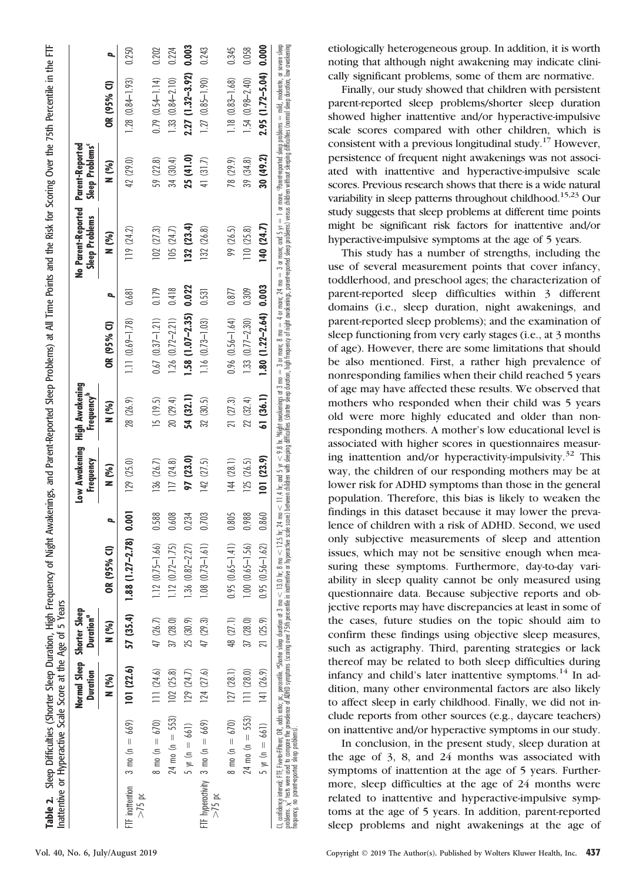**Table 2.** Sleep Difficulties (Shorter Sleep Duration, High Frequency of Night Awakenings, and Parent-Reported Sleep Problems) at All Time Points and the Risk for Scoring Over the 75th Percentile in the FTF Inattentive or Hyperactive Scale Score at the Age of 5 Years

| | | Normal Sleep Duration | Shorter Sleep Duration[a] | | | Low Awakening Frequency | High Awakening Frequency[b] | | | No Parent-Reported Sleep Problems | Parent-Reported Sleep Problems[c] | | |
|---|---|---|---|---|---|---|---|---|---|---|---|---|---|
| | | N (%) | N (%) | OR (95% CI) | p | N (%) | N (%) | OR (95% CI) | p | N (%) | N (%) | OR (95% CI) | p |
| FTF inattention >75 pc | 3 mo (n = 669) | **101 (22.6)** | **57 (35.4)** | **1.88 (1.27–2.78)** | **0.001** | 129 (25.0) | 28 (26.9) | 1.11 (0.69–1.78) | 0.681 | 119 (24.2) | 42 (29.0) | 1.28 (0.84–1.93) | 0.250 |
| | 8 mo (n = 670) | 111 (24.6) | 47 (26.7) | 1.12 (0.75–1.66) | 0.588 | 136 (26.7) | 15 (19.5) | 0.67 (0.37–1.21) | 0.179 | 102 (27.3) | 59 (22.8) | 0.79 (0.54–1.14) | 0.202 |
| | 24 mo (n = 553) | 102 (25.8) | 37 (28.0) | 1.12 (0.72–1.75) | 0.608 | 117 (24.8) | 20 (29.4) | 1.26 (0.72–2.21) | 0.418 | 105 (24.7) | 34 (30.4) | 1.33 (0.84–2.10) | 0.224 |
| | 5 yr (n = 661) | 129 (24.7) | 25 (30.9) | 1.36 (0.82–2.27) | 0.234 | **97 (23.0)** | **54 (32.1)** | **1.58 (1.07–2.35)** | **0.022** | **132 (23.4)** | **25 (41.0)** | **2.27 (1.32–3.92)** | **0.003** |
| FTF hyperactivity >75 pc | 3 mo (n = 669) | 124 (27.6) | 47 (29.3) | 1.08 (0.73–1.61) | 0.703 | 142 (27.5) | 32 (30.5) | 1.16 (0.73–1.03) | 0.531 | 132 (26.8) | 41 (31.7) | 1.27 (0.85–1.90) | 0.243 |
| | 8 mo (n = 670) | 127 (28.1) | 48 (27.1) | 0.95 (0.65–1.41) | 0.805 | 144 (28.1) | 21 (27.3) | 0.96 (0.56–1.64) | 0.877 | 99 (26.5) | 78 (29.9) | 1.18 (0.83–1.68) | 0.345 |
| | 24 mo (n = 553) | 111 (28.0) | 37 (28.0) | 1.00 (0.65–1.56) | 0.988 | 125 (26.5) | 22 (32.4) | 1.33 (0.77–2.30) | 0.309 | 110 (25.8) | 39 (34.8) | 1.54 (0.98–2.40) | 0.058 |
| | 5 yr (n = 661) | 141 (26.9) | 21 (25.9) | 0.95 (0.56–1.62) | 0.860 | **101 (23.9)** | **61 (36.1)** | **1.80 (1.22–2.64)** | **0.003** | **140 (24.7)** | **30 (49.2)** | **2.95 (1.72–5.04)** | **0.000** |

CI, confidence interval; FTF, Five-to-Fifteen; OR, odds ratio; pc, percentile. [a]Shorter sleep duration at 3 mo < 13.0 hr; 8 mo < 12.5 hr; 24 mo < 11.4 hr; and 5 yr < 9.8 hr. [b]Night awakenings at 3 mo = 3 or more; 8 mo = 4 or more; 24 mo = 3 or more; and 5 yr = 1 or more. [c]Parent-reported sleep problems = mild, moderate, or severe sleep problems. $\chi^2$ tests were used to compare the prevalence of ADHD symptoms (scoring over 75th percentile in inattentive or hyperactive scale score) between children with sleeping difficulties (shorter sleep duration, high frequency of night awakenings, parent-reported sleep problems) versus children without sleeping difficulties (normal sleep duration, low awakening frequency, no parent-reported sleep problems).

etiologically heterogeneous group. In addition, it is worth noting that although night awakening may indicate clinically significant problems, some of them are normative.

Finally, our study showed that children with persistent parent-reported sleep problems/shorter sleep duration showed higher inattentive and/or hyperactive-impulsive scale scores compared with other children, which is consistent with a previous longitudinal study.[17] However, persistence of frequent night awakenings was not associated with inattentive and hyperactive-impulsive scale scores. Previous research shows that there is a wide natural variability in sleep patterns throughout childhood.[15,23] Our study suggests that sleep problems at different time points might be significant risk factors for inattentive and/or hyperactive-impulsive symptoms at the age of 5 years.

This study has a number of strengths, including the use of several measurement points that cover infancy, toddlerhood, and preschool ages; the characterization of parent-reported sleep difficulties within 3 different domains (i.e., sleep duration, night awakenings, and parent-reported sleep problems); and the examination of sleep functioning from very early stages (i.e., at 3 months of age). However, there are some limitations that should be also mentioned. First, a rather high prevalence of nonresponding families when their child reached 5 years of age may have affected these results. We observed that mothers who responded when their child was 5 years old were more highly educated and older than nonresponding mothers. A mother's low educational level is associated with higher scores in questionnaires measuring inattention and/or hyperactivity-impulsivity.[32] This way, the children of our responding mothers may be at lower risk for ADHD symptoms than those in the general population. Therefore, this bias is likely to weaken the findings in this dataset because it may lower the prevalence of children with a risk of ADHD. Second, we used only subjective measurements of sleep and attention issues, which may not be sensitive enough when measuring these symptoms. Furthermore, day-to-day variability in sleep quality cannot be only measured using questionnaire data. Because subjective reports and objective reports may have discrepancies at least in some of the cases, future studies on the topic should aim to confirm these findings using objective sleep measures, such as actigraphy. Third, parenting strategies or lack thereof may be related to both sleep difficulties during infancy and child's later inattentive symptoms.[14] In addition, many other environmental factors are also likely to affect sleep in early childhood. Finally, we did not include reports from other sources (e.g., daycare teachers) on inattentive and/or hyperactive symptoms in our study.

In conclusion, in the present study, sleep duration at the age of 3, 8, and 24 months was associated with symptoms of inattention at the age of 5 years. Furthermore, sleep difficulties at the age of 24 months were related to inattentive and hyperactive-impulsive symptoms at the age of 5 years. In addition, parent-reported sleep problems and night awakenings at the age of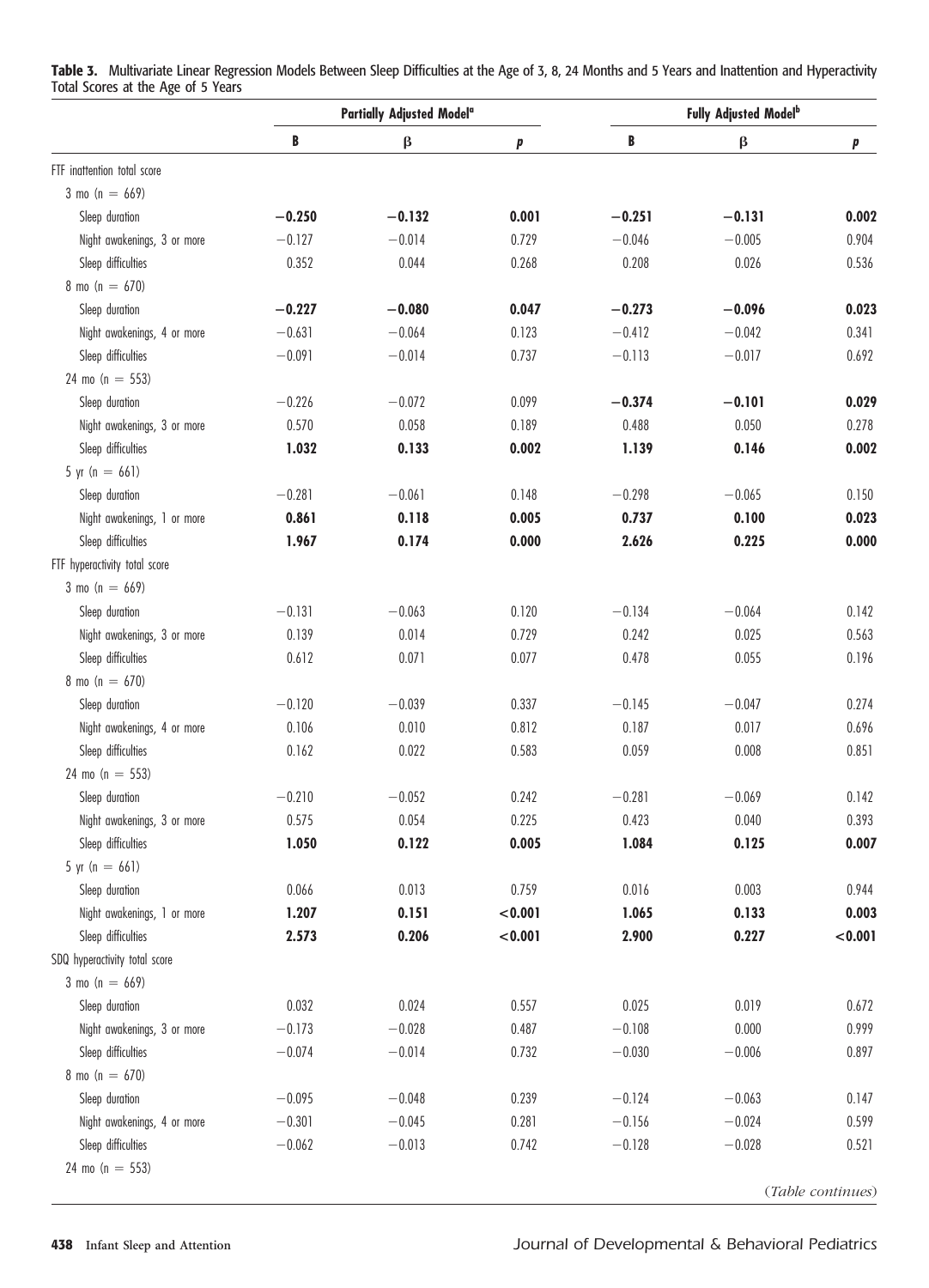**Table 3.** Multivariate Linear Regression Models Between Sleep Difficulties at the Age of 3, 8, 24 Months and 5 Years and Inattention and Hyperactivity Total Scores at the Age of 5 Years

| | Partially Adjusted Model[a] | | | Fully Adjusted Model[b] | | |
|---|---|---|---|---|---|---|
| | B | β | p | B | β | p |
| FTF inattention total score | | | | | | |
| 3 mo (n = 669) | | | | | | |
| Sleep duration | **−0.250** | **−0.132** | **0.001** | **−0.251** | **−0.131** | **0.002** |
| Night awakenings, 3 or more | −0.127 | −0.014 | 0.729 | −0.046 | −0.005 | 0.904 |
| Sleep difficulties | 0.352 | 0.044 | 0.268 | 0.208 | 0.026 | 0.536 |
| 8 mo (n = 670) | | | | | | |
| Sleep duration | **−0.227** | **−0.080** | **0.047** | **−0.273** | **−0.096** | **0.023** |
| Night awakenings, 4 or more | −0.631 | −0.064 | 0.123 | −0.412 | −0.042 | 0.341 |
| Sleep difficulties | −0.091 | −0.014 | 0.737 | −0.113 | −0.017 | 0.692 |
| 24 mo (n = 553) | | | | | | |
| Sleep duration | −0.226 | −0.072 | 0.099 | **−0.374** | **−0.101** | **0.029** |
| Night awakenings, 3 or more | 0.570 | 0.058 | 0.189 | 0.488 | 0.050 | 0.278 |
| Sleep difficulties | **1.032** | **0.133** | **0.002** | **1.139** | **0.146** | **0.002** |
| 5 yr (n = 661) | | | | | | |
| Sleep duration | −0.281 | −0.061 | 0.148 | −0.298 | −0.065 | 0.150 |
| Night awakenings, 1 or more | **0.861** | **0.118** | **0.005** | **0.737** | **0.100** | **0.023** |
| Sleep difficulties | **1.967** | **0.174** | **0.000** | **2.626** | **0.225** | **0.000** |
| FTF hyperactivity total score | | | | | | |
| 3 mo (n = 669) | | | | | | |
| Sleep duration | −0.131 | −0.063 | 0.120 | −0.134 | −0.064 | 0.142 |
| Night awakenings, 3 or more | 0.139 | 0.014 | 0.729 | 0.242 | 0.025 | 0.563 |
| Sleep difficulties | 0.612 | 0.071 | 0.077 | 0.478 | 0.055 | 0.196 |
| 8 mo (n = 670) | | | | | | |
| Sleep duration | −0.120 | −0.039 | 0.337 | −0.145 | −0.047 | 0.274 |
| Night awakenings, 4 or more | 0.106 | 0.010 | 0.812 | 0.187 | 0.017 | 0.696 |
| Sleep difficulties | 0.162 | 0.022 | 0.583 | 0.059 | 0.008 | 0.851 |
| 24 mo (n = 553) | | | | | | |
| Sleep duration | −0.210 | −0.052 | 0.242 | −0.281 | −0.069 | 0.142 |
| Night awakenings, 3 or more | 0.575 | 0.054 | 0.225 | 0.423 | 0.040 | 0.393 |
| Sleep difficulties | **1.050** | **0.122** | **0.005** | **1.084** | **0.125** | **0.007** |
| 5 yr (n = 661) | | | | | | |
| Sleep duration | 0.066 | 0.013 | 0.759 | 0.016 | 0.003 | 0.944 |
| Night awakenings, 1 or more | **1.207** | **0.151** | **<0.001** | **1.065** | **0.133** | **0.003** |
| Sleep difficulties | **2.573** | **0.206** | **<0.001** | **2.900** | **0.227** | **<0.001** |
| SDQ hyperactivity total score | | | | | | |
| 3 mo (n = 669) | | | | | | |
| Sleep duration | 0.032 | 0.024 | 0.557 | 0.025 | 0.019 | 0.672 |
| Night awakenings, 3 or more | −0.173 | −0.028 | 0.487 | −0.108 | 0.000 | 0.999 |
| Sleep difficulties | −0.074 | −0.014 | 0.732 | −0.030 | −0.006 | 0.897 |
| 8 mo (n = 670) | | | | | | |
| Sleep duration | −0.095 | −0.048 | 0.239 | −0.124 | −0.063 | 0.147 |
| Night awakenings, 4 or more | −0.301 | −0.045 | 0.281 | −0.156 | −0.024 | 0.599 |
| Sleep difficulties | −0.062 | −0.013 | 0.742 | −0.128 | −0.028 | 0.521 |
| 24 mo (n = 553) | | | | | | |

(*Table continues*)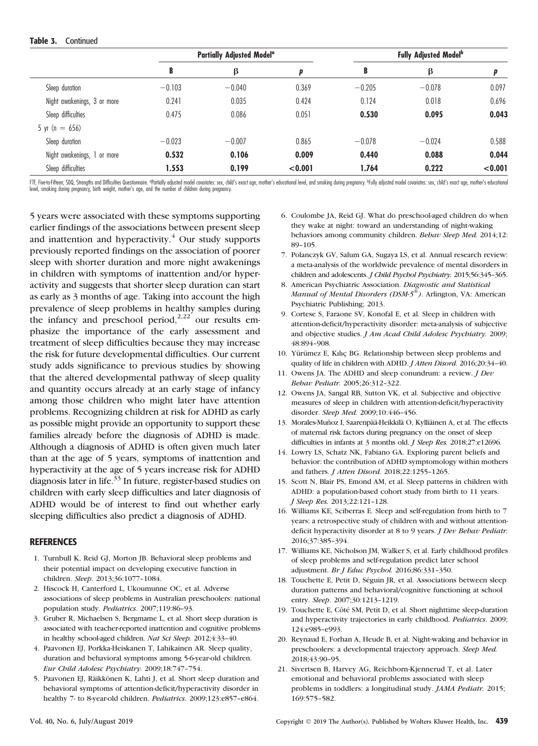**Table 3.** Continued

| | Partially Adjusted Model[a] | | | Fully Adjusted Model[b] | | |
|---|---|---|---|---|---|---|
| | B | β | p | B | β | p |
| Sleep duration | −0.103 | −0.040 | 0.369 | −0.205 | −0.078 | 0.097 |
| Night awakenings, 3 or more | 0.241 | 0.035 | 0.424 | 0.124 | 0.018 | 0.696 |
| Sleep difficulties | 0.475 | 0.086 | 0.051 | **0.530** | **0.095** | **0.043** |
| 5 yr (n = 656) | | | | | | |
| Sleep duration | −0.023 | −0.007 | 0.865 | −0.078 | −0.024 | 0.588 |
| Night awakenings, 1 or more | **0.532** | **0.106** | **0.009** | **0.440** | **0.088** | **0.044** |
| Sleep difficulties | **1.553** | **0.199** | **<0.001** | **1.764** | **0.222** | **<0.001** |

FTF, Five-to-Fifteen; SDQ, Strengths and Difficulties Questionnaire. [a]Partially adjusted model covariates: sex, child's exact age, mother's educational level, and smoking during pregnancy. [b]Fully adjusted model covariates: sex, child's exact age, mother's educational level, smoking during pregnancy, birth weight, mother's age, and the number of children during pregnancy.

5 years were associated with these symptoms supporting earlier findings of the associations between present sleep and inattention and hyperactivity.[4] Our study supports previously reported findings on the association of poorer sleep with shorter duration and more night awakenings in children with symptoms of inattention and/or hyperactivity and suggests that shorter sleep duration can start as early as 3 months of age. Taking into account the high prevalence of sleep problems in healthy samples during the infancy and preschool period,[2,22] our results emphasize the importance of the early assessment and treatment of sleep difficulties because they may increase the risk for future developmental difficulties. Our current study adds significance to previous studies by showing that the altered developmental pathway of sleep quality and quantity occurs already at an early stage of infancy among those children who might later have attention problems. Recognizing children at risk for ADHD as early as possible might provide an opportunity to support these families already before the diagnosis of ADHD is made. Although a diagnosis of ADHD is often given much later than at the age of 5 years, symptoms of inattention and hyperactivity at the age of 5 years increase risk for ADHD diagnosis later in life.[33] In future, register-based studies on children with early sleep difficulties and later diagnosis of ADHD would be of interest to find out whether early sleeping difficulties also predict a diagnosis of ADHD.

## REFERENCES

1. Turnbull K, Reid GJ, Morton JB. Behavioral sleep problems and their potential impact on developing executive function in children. *Sleep*. 2013;36:1077–1084.
2. Hiscock H, Canterford L, Ukoumunne OC, et al. Adverse associations of sleep problems in Australian preschoolers: national population study. *Pediatrics*. 2007;119:86–93.
3. Gruber R, Michaelsen S, Bergmame L, et al. Short sleep duration is associated with teacher-reported inattention and cognitive problems in healthy school-aged children. *Nat Sci Sleep.* 2012;4:33–40.
4. Paavonen EJ, Porkka-Heiskanen T, Lahikainen AR. Sleep quality, duration and behavioral symptoms among 5-6-year-old children. *Eur Child Adolesc Psychiatry.* 2009;18:747–754.
5. Paavonen EJ, Räikkönen K, Lahti J, et al. Short sleep duration and behavioral symptoms of attention-deficit/hyperactivity disorder in healthy 7- to 8-year-old children. *Pediatrics*. 2009;123:e857–e864.
6. Coulombe JA, Reid GJ. What do preschool-aged children do when they wake at night: toward an understanding of night-waking behaviors among community children. *Behav Sleep Med.* 2014;12:89–105.
7. Polanczyk GV, Salum GA, Sugaya LS, et al. Annual research review: a meta-analysis of the worldwide prevalence of mental disorders in children and adolescents. *J Child Psychol Psychiatry.* 2015;56:345–365.
8. American Psychiatric Association. *Diagnostic and Statistical Manual of Mental Disorders (DSM-5®)*. Arlington, VA: American Psychiatric Publishing; 2013.
9. Cortese S, Faraone SV, Konofal E, et al. Sleep in children with attention-deficit/hyperactivity disorder: meta-analysis of subjective and objective studies. *J Am Acad Child Adolesc Psychiatry.* 2009;48:894–908.
10. Yürümez E, Kılıç BG. Relationship between sleep problems and quality of life in children with ADHD. *J Atten Disord.* 2016;20:34–40.
11. Owens JA. The ADHD and sleep conundrum: a review. *J Dev Behav Pediatr.* 2005;26:312–322.
12. Owens JA, Sangal RB, Sutton VK, et al. Subjective and objective measures of sleep in children with attention-deficit/hyperactivity disorder. *Sleep Med.* 2009;10:446–456.
13. Morales-Muñoz I, Saarenpää-Heikkilä O, Kylliäinen A, et al. The effects of maternal risk factors during pregnancy on the onset of sleep difficulties in infants at 3 months old. *J Sleep Res.* 2018;27:e12696.
14. Lowry LS, Schatz NK, Fabiano GA. Exploring parent beliefs and behavior: the contribution of ADHD symptomology within mothers and fathers. *J Atten Disord.* 2018;22:1255–1265.
15. Scott N, Blair PS, Emond AM, et al. Sleep patterns in children with ADHD: a population-based cohort study from birth to 11 years. *J Sleep Res.* 2013;22:121–128.
16. Williams KE, Sciberras E. Sleep and self-regulation from birth to 7 years: a retrospective study of children with and without attention-deficit hyperactivity disorder at 8 to 9 years. *J Dev Behav Pediatr.* 2016;37:385–394.
17. Williams KE, Nicholson JM, Walker S, et al. Early childhood profiles of sleep problems and self-regulation predict later school adjustment. *Br J Educ Psychol.* 2016;86:331–350.
18. Touchette E, Petit D, Séguin JR, et al. Associations between sleep duration patterns and behavioral/cognitive functioning at school entry. *Sleep.* 2007;30:1213–1219.
19. Touchette E, Côté SM, Petit D, et al. Short nighttime sleep-duration and hyperactivity trajectories in early childhood. *Pediatrics*. 2009;124:e985–e993.
20. Reynaud E, Forhan A, Heude B, et al. Night-waking and behavior in preschoolers: a developmental trajectory approach. *Sleep Med.* 2018;43:90–95.
21. Sivertsen B, Harvey AG, Reichborn-Kjennerud T, et al. Later emotional and behavioral problems associated with sleep problems in toddlers: a longitudinal study. *JAMA Pediatr.* 2015;169:575–582.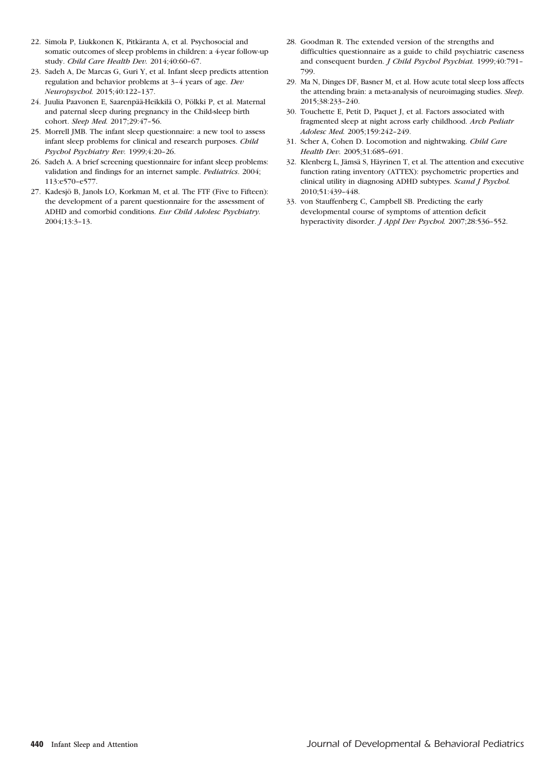22. Simola P, Liukkonen K, Pitkäranta A, et al. Psychosocial and somatic outcomes of sleep problems in children: a 4-year follow-up study. *Child Care Health Dev.* 2014;40:60–67.
23. Sadeh A, De Marcas G, Guri Y, et al. Infant sleep predicts attention regulation and behavior problems at 3–4 years of age. *Dev Neuropsychol.* 2015;40:122–137.
24. Juulia Paavonen E, Saarenpää-Heikkilä O, Pölkki P, et al. Maternal and paternal sleep during pregnancy in the Child-sleep birth cohort. *Sleep Med.* 2017;29:47–56.
25. Morrell JMB. The infant sleep questionnaire: a new tool to assess infant sleep problems for clinical and research purposes. *Child Psychol Psychiatry Rev.* 1999;4:20–26.
26. Sadeh A. A brief screening questionnaire for infant sleep problems: validation and findings for an internet sample. *Pediatrics*. 2004; 113:e570–e577.
27. Kadesjö B, Janols LO, Korkman M, et al. The FTF (Five to Fifteen): the development of a parent questionnaire for the assessment of ADHD and comorbid conditions. *Eur Child Adolesc Psychiatry.* 2004;13:3–13.
28. Goodman R. The extended version of the strengths and difficulties questionnaire as a guide to child psychiatric caseness and consequent burden. *J Child Psychol Psychiat.* 1999;40:791–799.
29. Ma N, Dinges DF, Basner M, et al. How acute total sleep loss affects the attending brain: a meta-analysis of neuroimaging studies. *Sleep*. 2015;38:233–240.
30. Touchette E, Petit D, Paquet J, et al. Factors associated with fragmented sleep at night across early childhood. *Arch Pediatr Adolesc Med.* 2005;159:242–249.
31. Scher A, Cohen D. Locomotion and nightwaking. *Child Care Health Dev.* 2005;31:685–691.
32. Klenberg L, Jämsä S, Häyrinen T, et al. The attention and executive function rating inventory (ATTEX): psychometric properties and clinical utility in diagnosing ADHD subtypes. *Scand J Psychol.* 2010;51:439–448.
33. von Stauffenberg C, Campbell SB. Predicting the early developmental course of symptoms of attention deficit hyperactivity disorder. *J Appl Dev Psychol.* 2007;28:536–552.